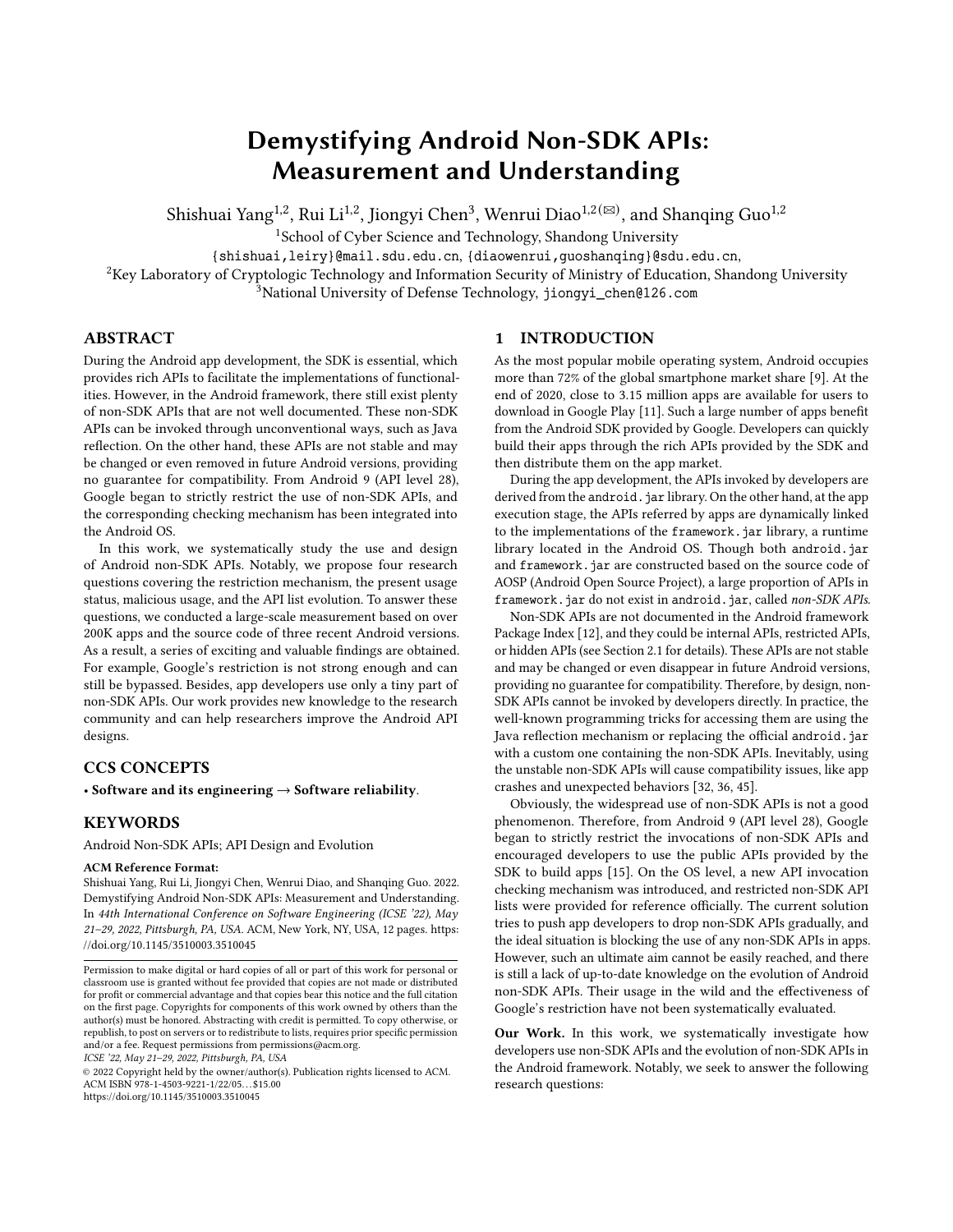# Demystifying Android Non-SDK APIs: Measurement and Understanding

Shishuai Yang[1,2], Rui Li[1,2], Jiongyi Chen[3], Wenrui Diao[1,2(✉)], and Shanqing Guo[1,2]

[1]School of Cyber Science and Technology, Shandong University

{shishuai,leiry}@mail.sdu.edu.cn, {diaowenrui,guoshanqing}@sdu.edu.cn,

[2]Key Laboratory of Cryptologic Technology and Information Security of Ministry of Education, Shandong University

[3]National University of Defense Technology, jiongyi_chen@126.com

## ABSTRACT

During the Android app development, the SDK is essential, which provides rich APIs to facilitate the implementations of functionalities. However, in the Android framework, there still exist plenty of non-SDK APIs that are not well documented. These non-SDK APIs can be invoked through unconventional ways, such as Java reflection. On the other hand, these APIs are not stable and may be changed or even removed in future Android versions, providing no guarantee for compatibility. From Android 9 (API level 28), Google began to strictly restrict the use of non-SDK APIs, and the corresponding checking mechanism has been integrated into the Android OS.

In this work, we systematically study the use and design of Android non-SDK APIs. Notably, we propose four research questions covering the restriction mechanism, the present usage status, malicious usage, and the API list evolution. To answer these questions, we conducted a large-scale measurement based on over 200K apps and the source code of three recent Android versions. As a result, a series of exciting and valuable findings are obtained. For example, Google's restriction is not strong enough and can still be bypassed. Besides, app developers use only a tiny part of non-SDK APIs. Our work provides new knowledge to the research community and can help researchers improve the Android API designs.

## CCS CONCEPTS

• **Software and its engineering → Software reliability**.

## KEYWORDS

Android Non-SDK APIs; API Design and Evolution

**ACM Reference Format:**

Shishuai Yang, Rui Li, Jiongyi Chen, Wenrui Diao, and Shanqing Guo. 2022. Demystifying Android Non-SDK APIs: Measurement and Understanding. In *44th International Conference on Software Engineering (ICSE '22), May 21–29, 2022, Pittsburgh, PA, USA.* ACM, New York, NY, USA, 12 pages. https://doi.org/10.1145/3510003.3510045

Permission to make digital or hard copies of all or part of this work for personal or classroom use is granted without fee provided that copies are not made or distributed for profit or commercial advantage and that copies bear this notice and the full citation on the first page. Copyrights for components of this work owned by others than the author(s) must be honored. Abstracting with credit is permitted. To copy otherwise, or republish, to post on servers or to redistribute to lists, requires prior specific permission and/or a fee. Request permissions from permissions@acm.org.

*ICSE '22, May 21–29, 2022, Pittsburgh, PA, USA*

© 2022 Copyright held by the owner/author(s). Publication rights licensed to ACM.
ACM ISBN 978-1-4503-9221-1/22/05…$15.00
https://doi.org/10.1145/3510003.3510045

## 1 INTRODUCTION

As the most popular mobile operating system, Android occupies more than 72% of the global smartphone market share [9]. At the end of 2020, close to 3.15 million apps are available for users to download in Google Play [11]. Such a large number of apps benefit from the Android SDK provided by Google. Developers can quickly build their apps through the rich APIs provided by the SDK and then distribute them on the app market.

During the app development, the APIs invoked by developers are derived from the `android.jar` library. On the other hand, at the app execution stage, the APIs referred by apps are dynamically linked to the implementations of the `framework.jar` library, a runtime library located in the Android OS. Though both `android.jar` and `framework.jar` are constructed based on the source code of AOSP (Android Open Source Project), a large proportion of APIs in `framework.jar` do not exist in `android.jar`, called *non-SDK APIs*.

Non-SDK APIs are not documented in the Android framework Package Index [12], and they could be internal APIs, restricted APIs, or hidden APIs (see Section 2.1 for details). These APIs are not stable and may be changed or even disappear in future Android versions, providing no guarantee for compatibility. Therefore, by design, non-SDK APIs cannot be invoked by developers directly. In practice, the well-known programming tricks for accessing them are using the Java reflection mechanism or replacing the official `android.jar` with a custom one containing the non-SDK APIs. Inevitably, using the unstable non-SDK APIs will cause compatibility issues, like app crashes and unexpected behaviors [32, 36, 45].

Obviously, the widespread use of non-SDK APIs is not a good phenomenon. Therefore, from Android 9 (API level 28), Google began to strictly restrict the invocations of non-SDK APIs and encouraged developers to use the public APIs provided by the SDK to build apps [15]. On the OS level, a new API invocation checking mechanism was introduced, and restricted non-SDK API lists were provided for reference officially. The current solution tries to push app developers to drop non-SDK APIs gradually, and the ideal situation is blocking the use of any non-SDK APIs in apps. However, such an ultimate aim cannot be easily reached, and there is still a lack of up-to-date knowledge on the evolution of Android non-SDK APIs. Their usage in the wild and the effectiveness of Google's restriction have not been systematically evaluated.

**Our Work.** In this work, we systematically investigate how developers use non-SDK APIs and the evolution of non-SDK APIs in the Android framework. Notably, we seek to answer the following research questions: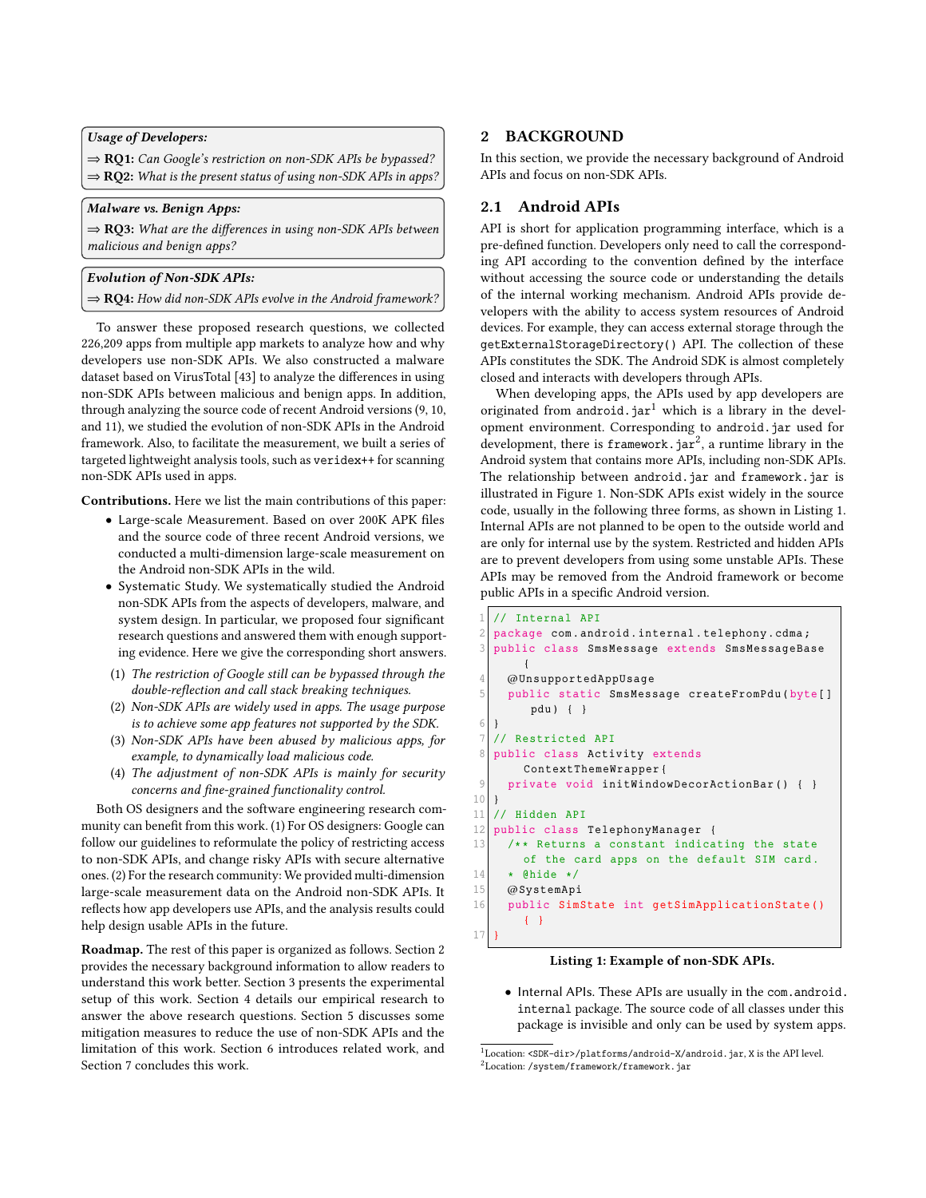***Usage of Developers:***

⇒ **RQ1:** *Can Google's restriction on non-SDK APIs be bypassed?*

⇒ **RQ2:** *What is the present status of using non-SDK APIs in apps?*

***Malware vs. Benign Apps:***

⇒ **RQ3:** *What are the differences in using non-SDK APIs between malicious and benign apps?*

***Evolution of Non-SDK APIs:***

⇒ **RQ4:** *How did non-SDK APIs evolve in the Android framework?*

To answer these proposed research questions, we collected 226,209 apps from multiple app markets to analyze how and why developers use non-SDK APIs. We also constructed a malware dataset based on VirusTotal [43] to analyze the differences in using non-SDK APIs between malicious and benign apps. In addition, through analyzing the source code of recent Android versions (9, 10, and 11), we studied the evolution of non-SDK APIs in the Android framework. Also, to facilitate the measurement, we built a series of targeted lightweight analysis tools, such as `veridex++` for scanning non-SDK APIs used in apps.

**Contributions.** Here we list the main contributions of this paper:

- Large-scale Measurement. Based on over 200K APK files and the source code of three recent Android versions, we conducted a multi-dimension large-scale measurement on the Android non-SDK APIs in the wild.
- Systematic Study. We systematically studied the Android non-SDK APIs from the aspects of developers, malware, and system design. In particular, we proposed four significant research questions and answered them with enough supporting evidence. Here we give the corresponding short answers.

(1) *The restriction of Google still can be bypassed through the double-reflection and call stack breaking techniques.*
(2) *Non-SDK APIs are widely used in apps. The usage purpose is to achieve some app features not supported by the SDK.*
(3) *Non-SDK APIs have been abused by malicious apps, for example, to dynamically load malicious code.*
(4) *The adjustment of non-SDK APIs is mainly for security concerns and fine-grained functionality control.*

Both OS designers and the software engineering research community can benefit from this work. (1) For OS designers: Google can follow our guidelines to reformulate the policy of restricting access to non-SDK APIs, and change risky APIs with secure alternative ones. (2) For the research community: We provided multi-dimension large-scale measurement data on the Android non-SDK APIs. It reflects how app developers use APIs, and the analysis results could help design usable APIs in the future.

**Roadmap.** The rest of this paper is organized as follows. Section 2 provides the necessary background information to allow readers to understand this work better. Section 3 presents the experimental setup of this work. Section 4 details our empirical research to answer the above research questions. Section 5 discusses some mitigation measures to reduce the use of non-SDK APIs and the limitation of this work. Section 6 introduces related work, and Section 7 concludes this work.

# 2 BACKGROUND

In this section, we provide the necessary background of Android APIs and focus on non-SDK APIs.

## 2.1 Android APIs

API is short for application programming interface, which is a pre-defined function. Developers only need to call the corresponding API according to the convention defined by the interface without accessing the source code or understanding the details of the internal working mechanism. Android APIs provide developers with the ability to access system resources of Android devices. For example, they can access external storage through the `getExternalStorageDirectory()` API. The collection of these APIs constitutes the SDK. The Android SDK is almost completely closed and interacts with developers through APIs.

When developing apps, the APIs used by app developers are originated from `android.jar`[1] which is a library in the development environment. Corresponding to `android.jar` used for development, there is `framework.jar`[2], a runtime library in the Android system that contains more APIs, including non-SDK APIs. The relationship between `android.jar` and `framework.jar` is illustrated in Figure 1. Non-SDK APIs exist widely in the source code, usually in the following three forms, as shown in Listing 1. Internal APIs are not planned to be open to the outside world and are only for internal use by the system. Restricted and hidden APIs are to prevent developers from using some unstable APIs. These APIs may be removed from the Android framework or become public APIs in a specific Android version.

```
1  // Internal API
2  package com.android.internal.telephony.cdma;
3  public class SmsMessage extends SmsMessageBase
       {
4    @UnsupportedAppUsage
5    public static SmsMessage createFromPdu(byte[]
        pdu) { }
6  }
7  // Restricted API
8  public class Activity extends
       ContextThemeWrapper{
9    private void initWindowDecorActionBar() { }
10 }
11 // Hidden API
12 public class TelephonyManager {
13   /** Returns a constant indicating the state
       of the card apps on the default SIM card.
14   * @hide */
15   @SystemApi
16   public SimState int getSimApplicationState()
       { }
17 }
```

**Listing 1: Example of non-SDK APIs.**

- Internal APIs. These APIs are usually in the `com.android.internal` package. The source code of all classes under this package is invisible and only can be used by system apps.

[1] Location: `<SDK-dir>/platforms/android-X/android.jar`, X is the API level.
[2] Location: `/system/framework/framework.jar`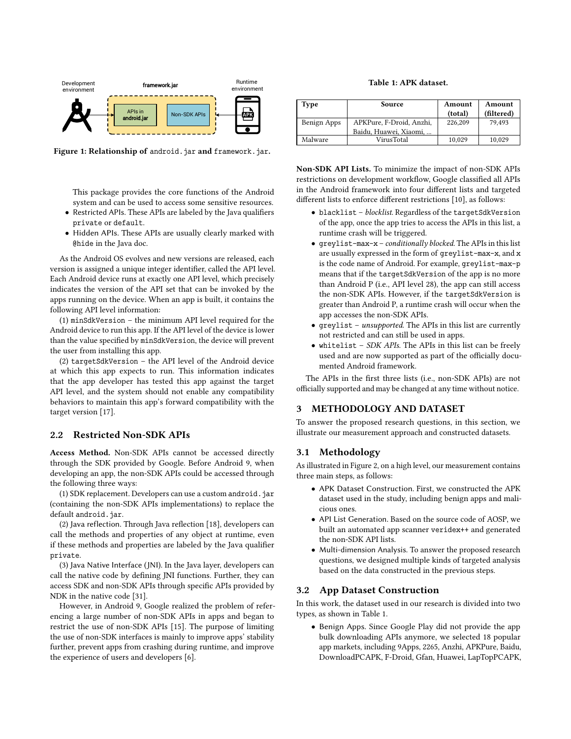Figure 1: Relationship of `android.jar` and `framework.jar`.

This package provides the core functions of the Android system and can be used to access some sensitive resources.

- Restricted APIs. These APIs are labeled by the Java qualifiers `private` or `default`.
- Hidden APIs. These APIs are usually clearly marked with `@hide` in the Java doc.

As the Android OS evolves and new versions are released, each version is assigned a unique integer identifier, called the API level. Each Android device runs at exactly one API level, which precisely indicates the version of the API set that can be invoked by the apps running on the device. When an app is built, it contains the following API level information:

(1) `minSdkVersion` – the minimum API level required for the Android device to run this app. If the API level of the device is lower than the value specified by `minSdkVersion`, the device will prevent the user from installing this app.

(2) `targetSdkVersion` – the API level of the Android device at which this app expects to run. This information indicates that the app developer has tested this app against the target API level, and the system should not enable any compatibility behaviors to maintain this app's forward compatibility with the target version [17].

## 2.2 Restricted Non-SDK APIs

**Access Method.** Non-SDK APIs cannot be accessed directly through the SDK provided by Google. Before Android 9, when developing an app, the non-SDK APIs could be accessed through the following three ways:

(1) SDK replacement. Developers can use a custom `android.jar` (containing the non-SDK APIs implementations) to replace the default `android.jar`.

(2) Java reflection. Through Java reflection [18], developers can call the methods and properties of any object at runtime, even if these methods and properties are labeled by the Java qualifier `private`.

(3) Java Native Interface (JNI). In the Java layer, developers can call the native code by defining JNI functions. Further, they can access SDK and non-SDK APIs through specific APIs provided by NDK in the native code [31].

However, in Android 9, Google realized the problem of referencing a large number of non-SDK APIs in apps and began to restrict the use of non-SDK APIs [15]. The purpose of limiting the use of non-SDK interfaces is mainly to improve apps' stability further, prevent apps from crashing during runtime, and improve the experience of users and developers [6].

Table 1: APK dataset.

| Type | Source | Amount (total) | Amount (filtered) |
|---|---|---|---|
| Benign Apps | APKPure, F-Droid, Anzhi, Baidu, Huawei, Xiaomi, ... | 226,209 | 79,493 |
| Malware | VirusTotal | 10,029 | 10,029 |

**Non-SDK API Lists.** To minimize the impact of non-SDK APIs restrictions on development workflow, Google classified all APIs in the Android framework into four different lists and targeted different lists to enforce different restrictions [10], as follows:

- `blacklist` – *blocklist*. Regardless of the `targetSdkVersion` of the app, once the app tries to access the APIs in this list, a runtime crash will be triggered.
- `greylist-max-x` – *conditionally blocked*. The APIs in this list are usually expressed in the form of `greylist-max-x`, and `x` is the code name of Android. For example, `greylist-max-p` means that if the `targetSdkVersion` of the app is no more than Android P (i.e., API level 28), the app can still access the non-SDK APIs. However, if the `targetSdkVersion` is greater than Android P, a runtime crash will occur when the app accesses the non-SDK APIs.
- `greylist` – *unsupported*. The APIs in this list are currently not restricted and can still be used in apps.
- `whitelist` – *SDK APIs*. The APIs in this list can be freely used and are now supported as part of the officially documented Android framework.

The APIs in the first three lists (i.e., non-SDK APIs) are not officially supported and may be changed at any time without notice.

# 3 METHODOLOGY AND DATASET

To answer the proposed research questions, in this section, we illustrate our measurement approach and constructed datasets.

## 3.1 Methodology

As illustrated in Figure 2, on a high level, our measurement contains three main steps, as follows:

- APK Dataset Construction. First, we constructed the APK dataset used in the study, including benign apps and malicious ones.
- API List Generation. Based on the source code of AOSP, we built an automated app scanner `veridex++` and generated the non-SDK API lists.
- Multi-dimension Analysis. To answer the proposed research questions, we designed multiple kinds of targeted analysis based on the data constructed in the previous steps.

## 3.2 App Dataset Construction

In this work, the dataset used in our research is divided into two types, as shown in Table 1.

- Benign Apps. Since Google Play did not provide the app bulk downloading APIs anymore, we selected 18 popular app markets, including 9Apps, 2265, Anzhi, APKPure, Baidu, DownloadPCAPK, F-Droid, Gfan, Huawei, LapTopPCAPK,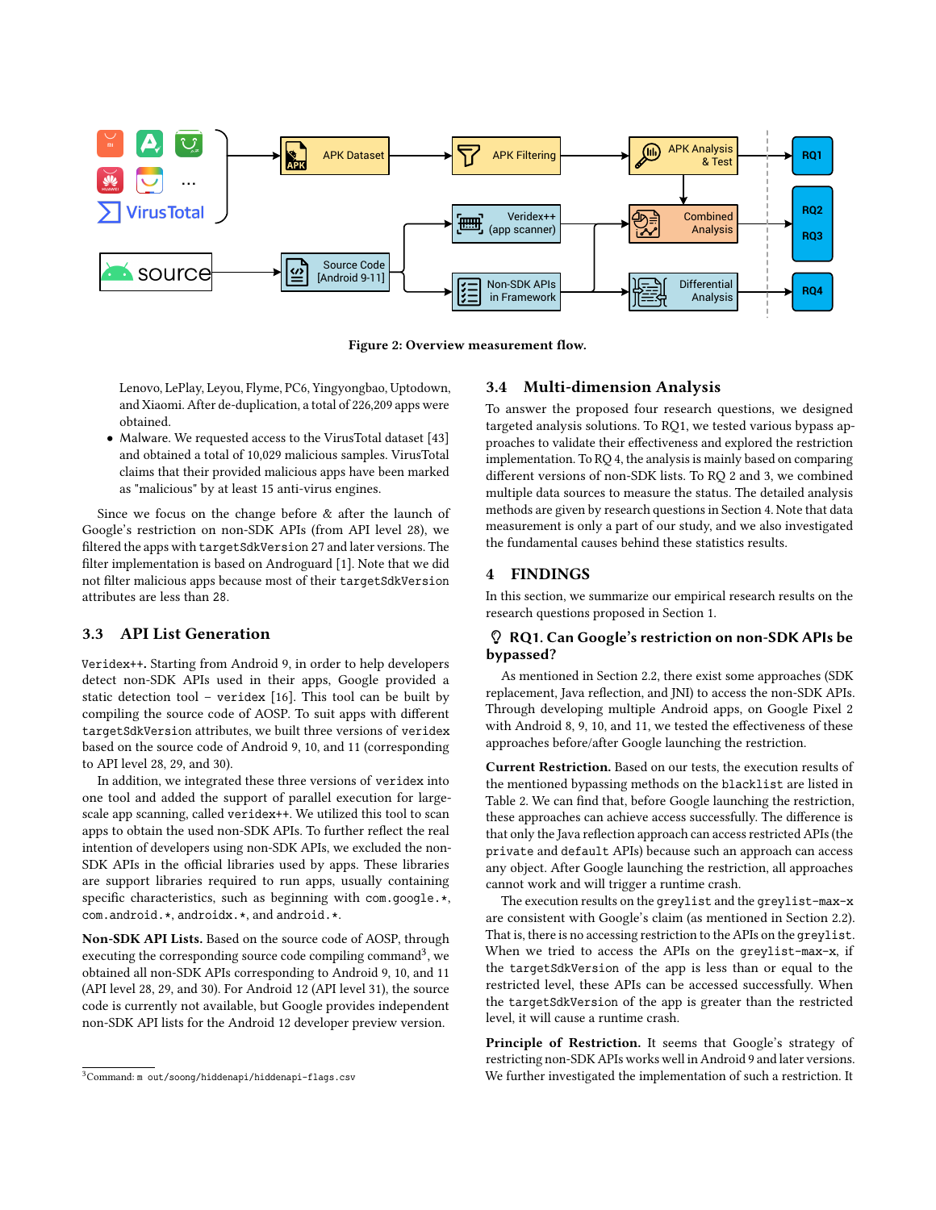Figure 2: Overview measurement flow.

Lenovo, LePlay, Leyou, Flyme, PC6, Yingyongbao, Uptodown, and Xiaomi. After de-duplication, a total of 226,209 apps were obtained.

- Malware. We requested access to the VirusTotal dataset [43] and obtained a total of 10,029 malicious samples. VirusTotal claims that their provided malicious apps have been marked as "malicious" by at least 15 anti-virus engines.

Since we focus on the change before & after the launch of Google's restriction on non-SDK APIs (from API level 28), we filtered the apps with `targetSdkVersion` 27 and later versions. The filter implementation is based on Androguard [1]. Note that we did not filter malicious apps because most of their `targetSdkVersion` attributes are less than 28.

## 3.3 API List Generation

`Veridex++`. Starting from Android 9, in order to help developers detect non-SDK APIs used in their apps, Google provided a static detection tool – `veridex` [16]. This tool can be built by compiling the source code of AOSP. To suit apps with different `targetSdkVersion` attributes, we built three versions of `veridex` based on the source code of Android 9, 10, and 11 (corresponding to API level 28, 29, and 30).

In addition, we integrated these three versions of `veridex` into one tool and added the support of parallel execution for large-scale app scanning, called `veridex++`. We utilized this tool to scan apps to obtain the used non-SDK APIs. To further reflect the real intention of developers using non-SDK APIs, we excluded the non-SDK APIs in the official libraries used by apps. These libraries are support libraries required to run apps, usually containing specific characteristics, such as beginning with `com.google.*`, `com.android.*`, `androidx.*`, and `android.*`.

**Non-SDK API Lists.** Based on the source code of AOSP, through executing the corresponding source code compiling command[3], we obtained all non-SDK APIs corresponding to Android 9, 10, and 11 (API level 28, 29, and 30). For Android 12 (API level 31), the source code is currently not available, but Google provides independent non-SDK API lists for the Android 12 developer preview version.

## 3.4 Multi-dimension Analysis

To answer the proposed four research questions, we designed targeted analysis solutions. To RQ1, we tested various bypass approaches to validate their effectiveness and explored the restriction implementation. To RQ 4, the analysis is mainly based on comparing different versions of non-SDK lists. To RQ 2 and 3, we combined multiple data sources to measure the status. The detailed analysis methods are given by research questions in Section 4. Note that data measurement is only a part of our study, and we also investigated the fundamental causes behind these statistics results.

# 4 FINDINGS

In this section, we summarize our empirical research results on the research questions proposed in Section 1.

### RQ1. Can Google's restriction on non-SDK APIs be bypassed?

As mentioned in Section 2.2, there exist some approaches (SDK replacement, Java reflection, and JNI) to access the non-SDK APIs. Through developing multiple Android apps, on Google Pixel 2 with Android 8, 9, 10, and 11, we tested the effectiveness of these approaches before/after Google launching the restriction.

**Current Restriction.** Based on our tests, the execution results of the mentioned bypassing methods on the `blacklist` are listed in Table 2. We can find that, before Google launching the restriction, these approaches can achieve access successfully. The difference is that only the Java reflection approach can access restricted APIs (the `private` and `default` APIs) because such an approach can access any object. After Google launching the restriction, all approaches cannot work and will trigger a runtime crash.

The execution results on the `greylist` and the `greylist-max-x` are consistent with Google's claim (as mentioned in Section 2.2). That is, there is no accessing restriction to the APIs on the `greylist`. When we tried to access the APIs on the `greylist-max-x`, if the `targetSdkVersion` of the app is less than or equal to the restricted level, these APIs can be accessed successfully. When the `targetSdkVersion` of the app is greater than the restricted level, it will cause a runtime crash.

**Principle of Restriction.** It seems that Google's strategy of restricting non-SDK APIs works well in Android 9 and later versions. We further investigated the implementation of such a restriction. It

[3] Command: `m out/soong/hiddenapi/hiddenapi-flags.csv`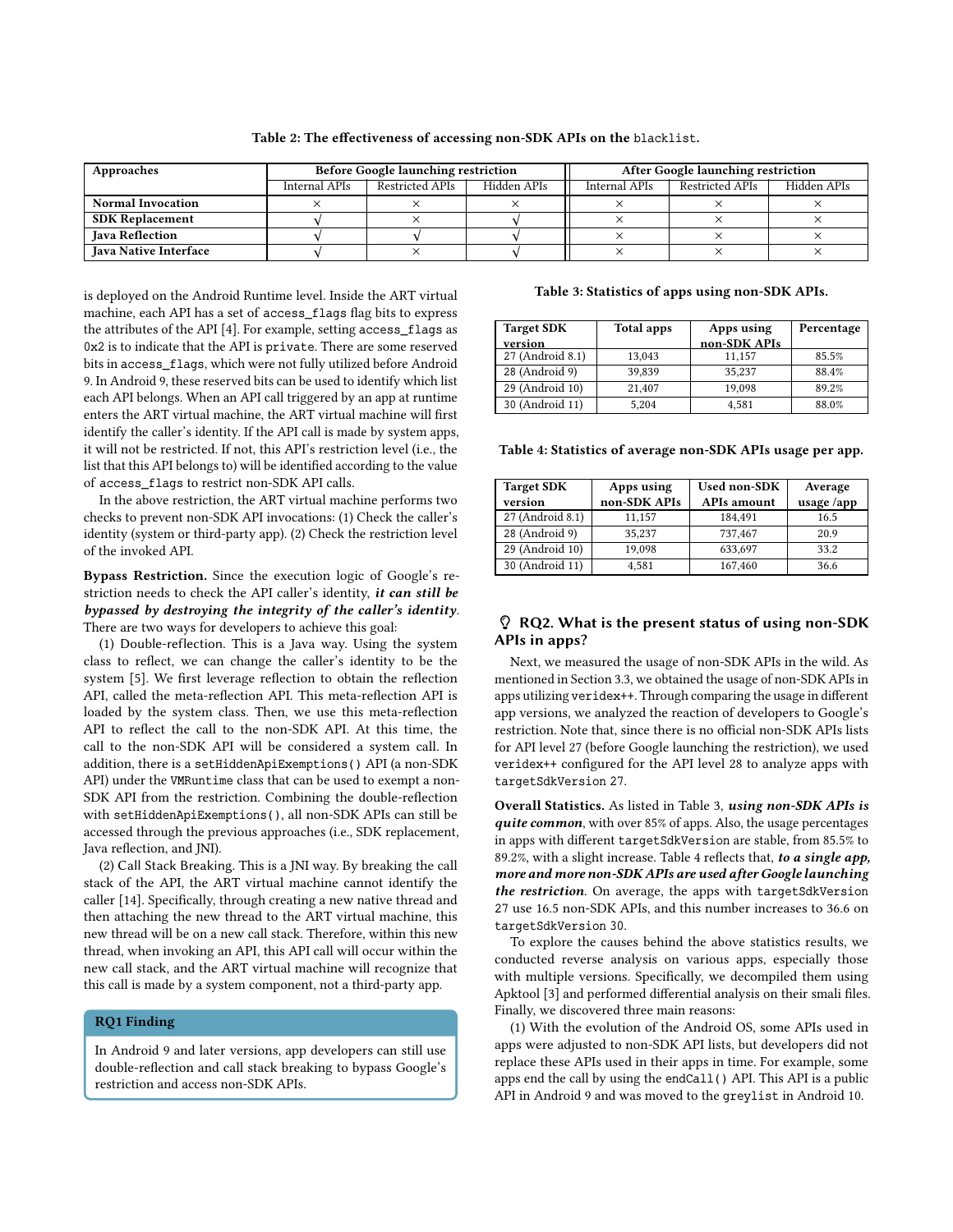**Table 2: The effectiveness of accessing non-SDK APIs on the `blacklist`.**

| Approaches | Before Google launching restriction | | | After Google launching restriction | | |
|---|---|---|---|---|---|---|
| | Internal APIs | Restricted APIs | Hidden APIs | Internal APIs | Restricted APIs | Hidden APIs |
| **Normal Invocation** | × | × | × | × | × | × |
| **SDK Replacement** | √ | × | √ | × | × | × |
| **Java Reflection** | √ | √ | √ | × | × | × |
| **Java Native Interface** | √ | × | √ | × | × | × |

is deployed on the Android Runtime level. Inside the ART virtual machine, each API has a set of `access_flags` flag bits to express the attributes of the API [4]. For example, setting `access_flags` as `0x2` is to indicate that the API is `private`. There are some reserved bits in `access_flags`, which were not fully utilized before Android 9. In Android 9, these reserved bits can be used to identify which list each API belongs. When an API call triggered by an app at runtime enters the ART virtual machine, the ART virtual machine will first identify the caller's identity. If the API call is made by system apps, it will not be restricted. If not, this API's restriction level (i.e., the list that this API belongs to) will be identified according to the value of `access_flags` to restrict non-SDK API calls.

In the above restriction, the ART virtual machine performs two checks to prevent non-SDK API invocations: (1) Check the caller's identity (system or third-party app). (2) Check the restriction level of the invoked API.

**Bypass Restriction.** Since the execution logic of Google's restriction needs to check the API caller's identity, ***it can still be bypassed by destroying the integrity of the caller's identity***. There are two ways for developers to achieve this goal:

(1) Double-reflection. This is a Java way. Using the system class to reflect, we can change the caller's identity to be the system [5]. We first leverage reflection to obtain the reflection API, called the meta-reflection API. This meta-reflection API is loaded by the system class. Then, we use this meta-reflection API to reflect the call to the non-SDK API. At this time, the call to the non-SDK API will be considered a system call. In addition, there is a `setHiddenApiExemptions()` API (a non-SDK API) under the `VMRuntime` class that can be used to exempt a non-SDK API from the restriction. Combining the double-reflection with `setHiddenApiExemptions()`, all non-SDK APIs can still be accessed through the previous approaches (i.e., SDK replacement, Java reflection, and JNI).

(2) Call Stack Breaking. This is a JNI way. By breaking the call stack of the API, the ART virtual machine cannot identify the caller [14]. Specifically, through creating a new native thread and then attaching the new thread to the ART virtual machine, this new thread will be on a new call stack. Therefore, within this new thread, when invoking an API, this API call will occur within the new call stack, and the ART virtual machine will recognize that this call is made by a system component, not a third-party app.

> **RQ1 Finding**
>
> In Android 9 and later versions, app developers can still use double-reflection and call stack breaking to bypass Google's restriction and access non-SDK APIs.

**Table 3: Statistics of apps using non-SDK APIs.**

| Target SDK version | Total apps | Apps using non-SDK APIs | Percentage |
|---|---|---|---|
| 27 (Android 8.1) | 13,043 | 11,157 | 85.5% |
| 28 (Android 9) | 39,839 | 35,237 | 88.4% |
| 29 (Android 10) | 21,407 | 19,098 | 89.2% |
| 30 (Android 11) | 5,204 | 4,581 | 88.0% |

**Table 4: Statistics of average non-SDK APIs usage per app.**

| Target SDK version | Apps using non-SDK APIs | Used non-SDK APIs amount | Average usage /app |
|---|---|---|---|
| 27 (Android 8.1) | 11,157 | 184,491 | 16.5 |
| 28 (Android 9) | 35,237 | 737,467 | 20.9 |
| 29 (Android 10) | 19,098 | 633,697 | 33.2 |
| 30 (Android 11) | 4,581 | 167,460 | 36.6 |

### RQ2. What is the present status of using non-SDK APIs in apps?

Next, we measured the usage of non-SDK APIs in the wild. As mentioned in Section 3.3, we obtained the usage of non-SDK APIs in apps utilizing `veridex++`. Through comparing the usage in different app versions, we analyzed the reaction of developers to Google's restriction. Note that, since there is no official non-SDK APIs lists for API level 27 (before Google launching the restriction), we used `veridex++` configured for the API level 28 to analyze apps with `targetSdkVersion` 27.

**Overall Statistics.** As listed in Table 3, ***using non-SDK APIs is quite common***, with over 85% of apps. Also, the usage percentages in apps with different `targetSdkVersion` are stable, from 85.5% to 89.2%, with a slight increase. Table 4 reflects that, ***to a single app, more and more non-SDK APIs are used after Google launching the restriction***. On average, the apps with `targetSdkVersion` 27 use 16.5 non-SDK APIs, and this number increases to 36.6 on `targetSdkVersion` 30.

To explore the causes behind the above statistics results, we conducted reverse analysis on various apps, especially those with multiple versions. Specifically, we decompiled them using Apktool [3] and performed differential analysis on their smali files. Finally, we discovered three main reasons:

(1) With the evolution of the Android OS, some APIs used in apps were adjusted to non-SDK API lists, but developers did not replace these APIs used in their apps in time. For example, some apps end the call by using the `endCall()` API. This API is a public API in Android 9 and was moved to the `greylist` in Android 10.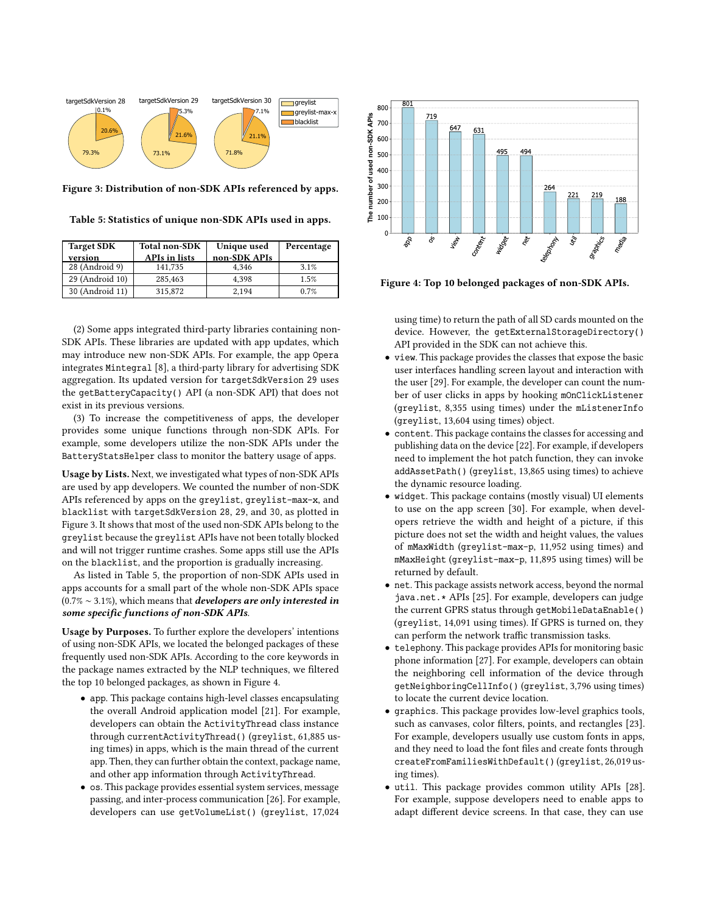Figure 3: Distribution of non-SDK APIs referenced by apps.

Table 5: Statistics of unique non-SDK APIs used in apps.

| Target SDK version | Total non-SDK APIs in lists | Unique used non-SDK APIs | Percentage |
|---|---|---|---|
| 28 (Android 9) | 141,735 | 4,346 | 3.1% |
| 29 (Android 10) | 285,463 | 4,398 | 1.5% |
| 30 (Android 11) | 315,872 | 2,194 | 0.7% |

(2) Some apps integrated third-party libraries containing non-SDK APIs. These libraries are updated with app updates, which may introduce new non-SDK APIs. For example, the app Opera integrates Mintegral [8], a third-party library for advertising SDK aggregation. Its updated version for targetSdkVersion 29 uses the getBatteryCapacity() API (a non-SDK API) that does not exist in its previous versions.

(3) To increase the competitiveness of apps, the developer provides some unique functions through non-SDK APIs. For example, some developers utilize the non-SDK APIs under the BatteryStatsHelper class to monitor the battery usage of apps.

**Usage by Lists.** Next, we investigated what types of non-SDK APIs are used by app developers. We counted the number of non-SDK APIs referenced by apps on the greylist, greylist-max-x, and blacklist with targetSdkVersion 28, 29, and 30, as plotted in Figure 3. It shows that most of the used non-SDK APIs belong to the greylist because the greylist APIs have not been totally blocked and will not trigger runtime crashes. Some apps still use the APIs on the blacklist, and the proportion is gradually increasing.

As listed in Table 5, the proportion of non-SDK APIs used in apps accounts for a small part of the whole non-SDK APIs space (0.7% ~ 3.1%), which means that ***developers are only interested in some specific functions of non-SDK APIs***.

**Usage by Purposes.** To further explore the developers' intentions of using non-SDK APIs, we located the belonged packages of these frequently used non-SDK APIs. According to the core keywords in the package names extracted by the NLP techniques, we filtered the top 10 belonged packages, as shown in Figure 4.

- app. This package contains high-level classes encapsulating the overall Android application model [21]. For example, developers can obtain the ActivityThread class instance through currentActivityThread() (greylist, 61,885 using times) in apps, which is the main thread of the current app. Then, they can further obtain the context, package name, and other app information through ActivityThread.
- os. This package provides essential system services, message passing, and inter-process communication [26]. For example, developers can use getVolumeList() (greylist, 17,024 using time) to return the path of all SD cards mounted on the device. However, the getExternalStorageDirectory() API provided in the SDK can not achieve this.
- view. This package provides the classes that expose the basic user interfaces handling screen layout and interaction with the user [29]. For example, the developer can count the number of user clicks in apps by hooking mOnClickListener (greylist, 8,355 using times) under the mListenerInfo (greylist, 13,604 using times) object.
- content. This package contains the classes for accessing and publishing data on the device [22]. For example, if developers need to implement the hot patch function, they can invoke addAssetPath() (greylist, 13,865 using times) to achieve the dynamic resource loading.
- widget. This package contains (mostly visual) UI elements to use on the app screen [30]. For example, when developers retrieve the width and height of a picture, if this picture does not set the width and height values, the values of mMaxWidth (greylist-max-p, 11,952 using times) and mMaxHeight (greylist-max-p, 11,895 using times) will be returned by default.
- net. This package assists network access, beyond the normal java.net.* APIs [25]. For example, developers can judge the current GPRS status through getMobileDataEnable() (greylist, 14,091 using times). If GPRS is turned on, they can perform the network traffic transmission tasks.
- telephony. This package provides APIs for monitoring basic phone information [27]. For example, developers can obtain the neighboring cell information of the device through getNeighboringCellInfo() (greylist, 3,796 using times) to locate the current device location.
- graphics. This package provides low-level graphics tools, such as canvases, color filters, points, and rectangles [23]. For example, developers usually use custom fonts in apps, and they need to load the font files and create fonts through createFromFamiliesWithDefault() (greylist, 26,019 using times).
- util. This package provides common utility APIs [28]. For example, suppose developers need to enable apps to adapt different device screens. In that case, they can use

Figure 4: Top 10 belonged packages of non-SDK APIs.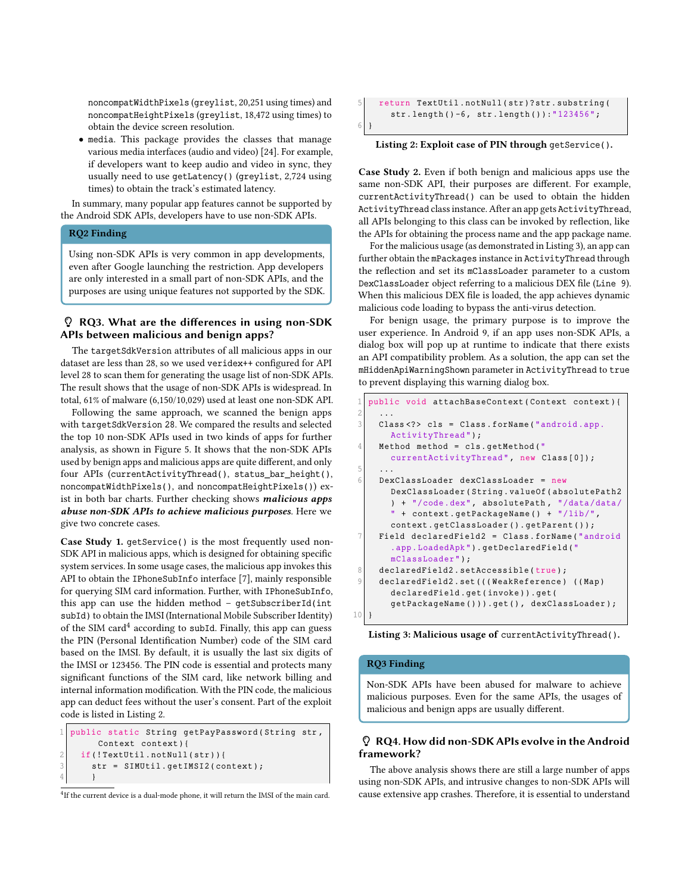noncompatWidthPixels (greylist, 20,251 using times) and noncompatHeightPixels (greylist, 18,472 using times) to obtain the device screen resolution.

- media. This package provides the classes that manage various media interfaces (audio and video) [24]. For example, if developers want to keep audio and video in sync, they usually need to use getLatency() (greylist, 2,724 using times) to obtain the track's estimated latency.

In summary, many popular app features cannot be supported by the Android SDK APIs, developers have to use non-SDK APIs.

**RQ2 Finding**

Using non-SDK APIs is very common in app developments, even after Google launching the restriction. App developers are only interested in a small part of non-SDK APIs, and the purposes are using unique features not supported by the SDK.

### RQ3. What are the differences in using non-SDK APIs between malicious and benign apps?

The targetSdkVersion attributes of all malicious apps in our dataset are less than 28, so we used veridex++ configured for API level 28 to scan them for generating the usage list of non-SDK APIs. The result shows that the usage of non-SDK APIs is widespread. In total, 61% of malware (6,150/10,029) used at least one non-SDK API.

Following the same approach, we scanned the benign apps with targetSdkVersion 28. We compared the results and selected the top 10 non-SDK APIs used in two kinds of apps for further analysis, as shown in Figure 5. It shows that the non-SDK APIs used by benign apps and malicious apps are quite different, and only four APIs (currentActivityThread(), status_bar_height(), noncompatWidthPixels(), and noncompatHeightPixels()) exist in both bar charts. Further checking shows ***malicious apps abuse non-SDK APIs to achieve malicious purposes***. Here we give two concrete cases.

**Case Study 1.** getService() is the most frequently used non-SDK API in malicious apps, which is designed for obtaining specific system services. In some usage cases, the malicious app invokes this API to obtain the IPhoneSubInfo interface [7], mainly responsible for querying SIM card information. Further, with IPhoneSubInfo, this app can use the hidden method – getSubscriberId(int subId) to obtain the IMSI (International Mobile Subscriber Identity) of the SIM card[4] according to subId. Finally, this app can guess the PIN (Personal Identification Number) code of the SIM card based on the IMSI. By default, it is usually the last six digits of the IMSI or 123456. The PIN code is essential and protects many significant functions of the SIM card, like network billing and internal information modification. With the PIN code, the malicious app can deduct fees without the user's consent. Part of the exploit code is listed in Listing 2.

```
1 public static String getPayPassword(String str,
      Context context){
2   if(!TextUtil.notNull(str)){
3     str = SIMUtil.getIMSI2(context);
4   }
5   return TextUtil.notNull(str)?str.substring(
      str.length()-6, str.length()):"123456";
6 }
```

**Listing 2: Exploit case of PIN through** getService().

[4]If the current device is a dual-mode phone, it will return the IMSI of the main card.

**Case Study 2.** Even if both benign and malicious apps use the same non-SDK API, their purposes are different. For example, currentActivityThread() can be used to obtain the hidden ActivityThread class instance. After an app gets ActivityThread, all APIs belonging to this class can be invoked by reflection, like the APIs for obtaining the process name and the app package name.

For the malicious usage (as demonstrated in Listing 3), an app can further obtain the mPackages instance in ActivityThread through the reflection and set its mClassLoader parameter to a custom DexClassLoader object referring to a malicious DEX file (Line 9). When this malicious DEX file is loaded, the app achieves dynamic malicious code loading to bypass the anti-virus detection.

For benign usage, the primary purpose is to improve the user experience. In Android 9, if an app uses non-SDK APIs, a dialog box will pop up at runtime to indicate that there exists an API compatibility problem. As a solution, the app can set the mHiddenApiWarningShown parameter in ActivityThread to true to prevent displaying this warning dialog box.

```
1  public void attachBaseContext(Context context){
2    ...
3    Class<?> cls = Class.forName("android.app.
       ActivityThread");
4    Method method = cls.getMethod("
       currentActivityThread", new Class[0]);
5    ...
6    DexClassLoader dexClassLoader = new
       DexClassLoader(String.valueOf(absolutePath2
       ) + "/code.dex", absolutePath, "/data/data/
       " + context.getPackageName() + "/lib/",
       context.getClassLoader().getParent());
7    Field declaredField2 = Class.forName("android
       .app.LoadedApk").getDeclaredField("
       mClassLoader");
8    declaredField2.setAccessible(true);
9    declaredField2.set(((WeakReference) ((Map)
       declaredField.get(invoke)).get(
       getPackageName())).get(), dexClassLoader);
10 }
```

**Listing 3: Malicious usage of** currentActivityThread().

**RQ3 Finding**

Non-SDK APIs have been abused for malware to achieve malicious purposes. Even for the same APIs, the usages of malicious and benign apps are usually different.

### RQ4. How did non-SDK APIs evolve in the Android framework?

The above analysis shows there are still a large number of apps using non-SDK APIs, and intrusive changes to non-SDK APIs will cause extensive app crashes. Therefore, it is essential to understand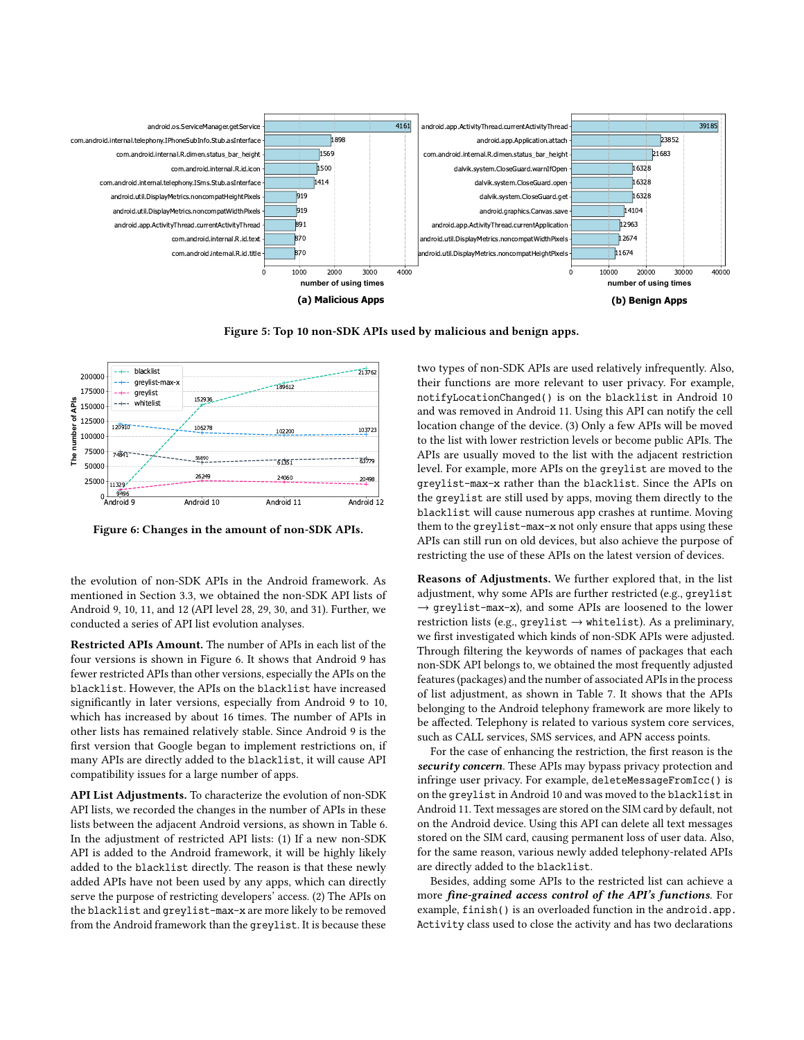Figure 5: Top 10 non-SDK APIs used by malicious and benign apps.

Figure 6: Changes in the amount of non-SDK APIs.

the evolution of non-SDK APIs in the Android framework. As mentioned in Section 3.3, we obtained the non-SDK API lists of Android 9, 10, 11, and 12 (API level 28, 29, 30, and 31). Further, we conducted a series of API list evolution analyses.

**Restricted APIs Amount.** The number of APIs in each list of the four versions is shown in Figure 6. It shows that Android 9 has fewer restricted APIs than other versions, especially the APIs on the blacklist. However, the APIs on the blacklist have increased significantly in later versions, especially from Android 9 to 10, which has increased by about 16 times. The number of APIs in other lists has remained relatively stable. Since Android 9 is the first version that Google began to implement restrictions on, if many APIs are directly added to the blacklist, it will cause API compatibility issues for a large number of apps.

**API List Adjustments.** To characterize the evolution of non-SDK API lists, we recorded the changes in the number of APIs in these lists between the adjacent Android versions, as shown in Table 6. In the adjustment of restricted API lists: (1) If a new non-SDK API is added to the Android framework, it will be highly likely added to the blacklist directly. The reason is that these newly added APIs have not been used by any apps, which can directly serve the purpose of restricting developers' access. (2) The APIs on the blacklist and greylist-max-x are more likely to be removed from the Android framework than the greylist. It is because these two types of non-SDK APIs are used relatively infrequently. Also, their functions are more relevant to user privacy. For example, notifyLocationChanged() is on the blacklist in Android 10 and was removed in Android 11. Using this API can notify the cell location change of the device. (3) Only a few APIs will be moved to the list with lower restriction levels or become public APIs. The APIs are usually moved to the list with the adjacent restriction level. For example, more APIs on the greylist are moved to the greylist-max-x rather than the blacklist. Since the APIs on the greylist are still used by apps, moving them directly to the blacklist will cause numerous app crashes at runtime. Moving them to the greylist-max-x not only ensure that apps using these APIs can still run on old devices, but also achieve the purpose of restricting the use of these APIs on the latest version of devices.

**Reasons of Adjustments.** We further explored that, in the list adjustment, why some APIs are further restricted (e.g., greylist → greylist-max-x), and some APIs are loosened to the lower restriction lists (e.g., greylist → whitelist). As a preliminary, we first investigated which kinds of non-SDK APIs were adjusted. Through filtering the keywords of names of packages that each non-SDK API belongs to, we obtained the most frequently adjusted features (packages) and the number of associated APIs in the process of list adjustment, as shown in Table 7. It shows that the APIs belonging to the Android telephony framework are more likely to be affected. Telephony is related to various system core services, such as CALL services, SMS services, and APN access points.

For the case of enhancing the restriction, the first reason is the ***security concern***. These APIs may bypass privacy protection and infringe user privacy. For example, deleteMessageFromIcc() is on the greylist in Android 10 and was moved to the blacklist in Android 11. Text messages are stored on the SIM card by default, not on the Android device. Using this API can delete all text messages stored on the SIM card, causing permanent loss of user data. Also, for the same reason, various newly added telephony-related APIs are directly added to the blacklist.

Besides, adding some APIs to the restricted list can achieve a more ***fine-grained access control of the API's functions***. For example, finish() is an overloaded function in the android.app.Activity class used to close the activity and has two declarations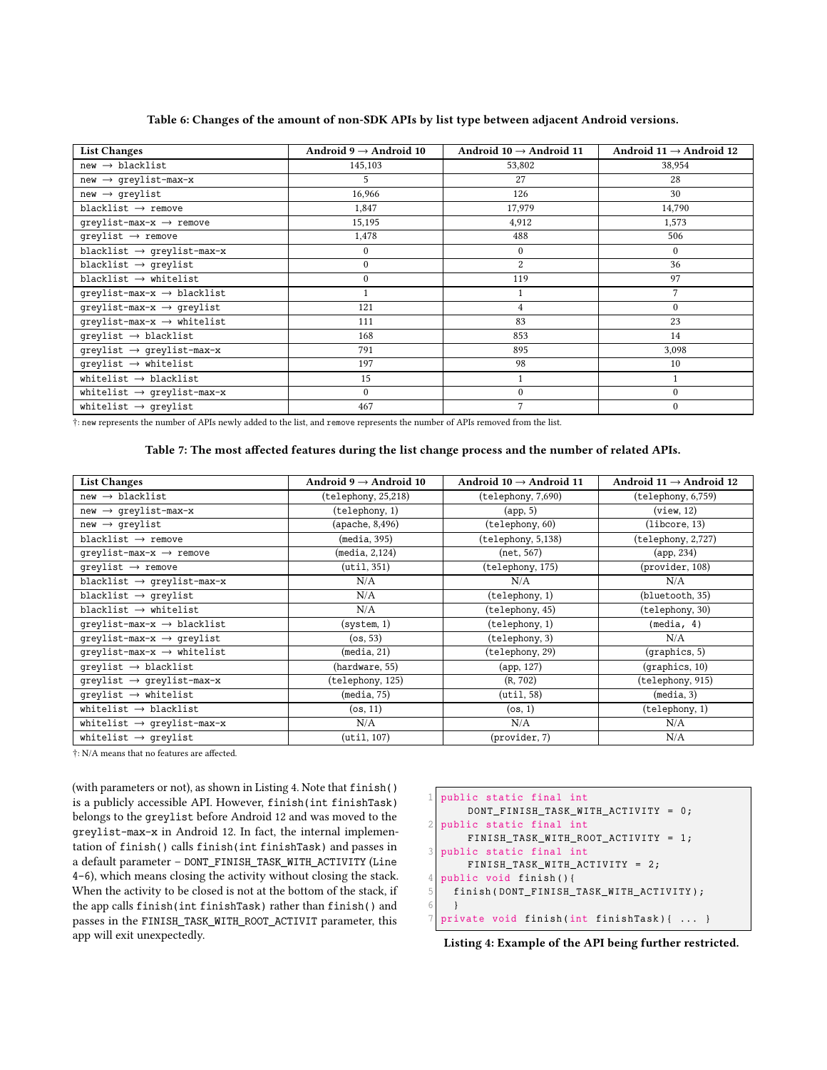**Table 6: Changes of the amount of non-SDK APIs by list type between adjacent Android versions.**

| List Changes | Android 9 → Android 10 | Android 10 → Android 11 | Android 11 → Android 12 |
|---|---|---|---|
| new → blacklist | 145,103 | 53,802 | 38,954 |
| new → greylist-max-x | 5 | 27 | 28 |
| new → greylist | 16,966 | 126 | 30 |
| blacklist → remove | 1,847 | 17,979 | 14,790 |
| greylist-max-x → remove | 15,195 | 4,912 | 1,573 |
| greylist → remove | 1,478 | 488 | 506 |
| blacklist → greylist-max-x | 0 | 0 | 0 |
| blacklist → greylist | 0 | 2 | 36 |
| blacklist → whitelist | 0 | 119 | 97 |
| greylist-max-x → blacklist | 1 | 1 | 7 |
| greylist-max-x → greylist | 121 | 4 | 0 |
| greylist-max-x → whitelist | 111 | 83 | 23 |
| greylist → blacklist | 168 | 853 | 14 |
| greylist → greylist-max-x | 791 | 895 | 3,098 |
| greylist → whitelist | 197 | 98 | 10 |
| whitelist → blacklist | 15 | 1 | 1 |
| whitelist → greylist-max-x | 0 | 0 | 0 |
| whitelist → greylist | 467 | 7 | 0 |

†: new represents the number of APIs newly added to the list, and remove represents the number of APIs removed from the list.

**Table 7: The most affected features during the list change process and the number of related APIs.**

| List Changes | Android 9 → Android 10 | Android 10 → Android 11 | Android 11 → Android 12 |
|---|---|---|---|
| new → blacklist | (telephony, 25,218) | (telephony, 7,690) | (telephony, 6,759) |
| new → greylist-max-x | (telephony, 1) | (app, 5) | (view, 12) |
| new → greylist | (apache, 8,496) | (telephony, 60) | (libcore, 13) |
| blacklist → remove | (media, 395) | (telephony, 5,138) | (telephony, 2,727) |
| greylist-max-x → remove | (media, 2,124) | (net, 567) | (app, 234) |
| greylist → remove | (util, 351) | (telephony, 175) | (provider, 108) |
| blacklist → greylist-max-x | N/A | N/A | N/A |
| blacklist → greylist | N/A | (telephony, 1) | (bluetooth, 35) |
| blacklist → whitelist | N/A | (telephony, 45) | (telephony, 30) |
| greylist-max-x → blacklist | (system, 1) | (telephony, 1) | (media, 4) |
| greylist-max-x → greylist | (os, 53) | (telephony, 3) | N/A |
| greylist-max-x → whitelist | (media, 21) | (telephony, 29) | (graphics, 5) |
| greylist → blacklist | (hardware, 55) | (app, 127) | (graphics, 10) |
| greylist → greylist-max-x | (telephony, 125) | (R, 702) | (telephony, 915) |
| greylist → whitelist | (media, 75) | (util, 58) | (media, 3) |
| whitelist → blacklist | (os, 11) | (os, 1) | (telephony, 1) |
| whitelist → greylist-max-x | N/A | N/A | N/A |
| whitelist → greylist | (util, 107) | (provider, 7) | N/A |

†: N/A means that no features are affected.

(with parameters or not), as shown in Listing 4. Note that `finish()` is a publicly accessible API. However, `finish(int finishTask)` belongs to the `greylist` before Android 12 and was moved to the `greylist-max-x` in Android 12. In fact, the internal implementation of `finish()` calls `finish(int finishTask)` and passes in a default parameter – `DONT_FINISH_TASK_WITH_ACTIVITY` (Line 4-6), which means closing the activity without closing the stack. When the activity to be closed is not at the bottom of the stack, if the app calls `finish(int finishTask)` rather than `finish()` and passes in the `FINISH_TASK_WITH_ROOT_ACTIVIT` parameter, this app will exit unexpectedly.

```
1 public static final int
      DONT_FINISH_TASK_WITH_ACTIVITY = 0;
2 public static final int
      FINISH_TASK_WITH_ROOT_ACTIVITY = 1;
3 public static final int
      FINISH_TASK_WITH_ACTIVITY = 2;
4 public void finish(){
5   finish(DONT_FINISH_TASK_WITH_ACTIVITY);
6   }
7 private void finish(int finishTask){ ... }
```

**Listing 4: Example of the API being further restricted.**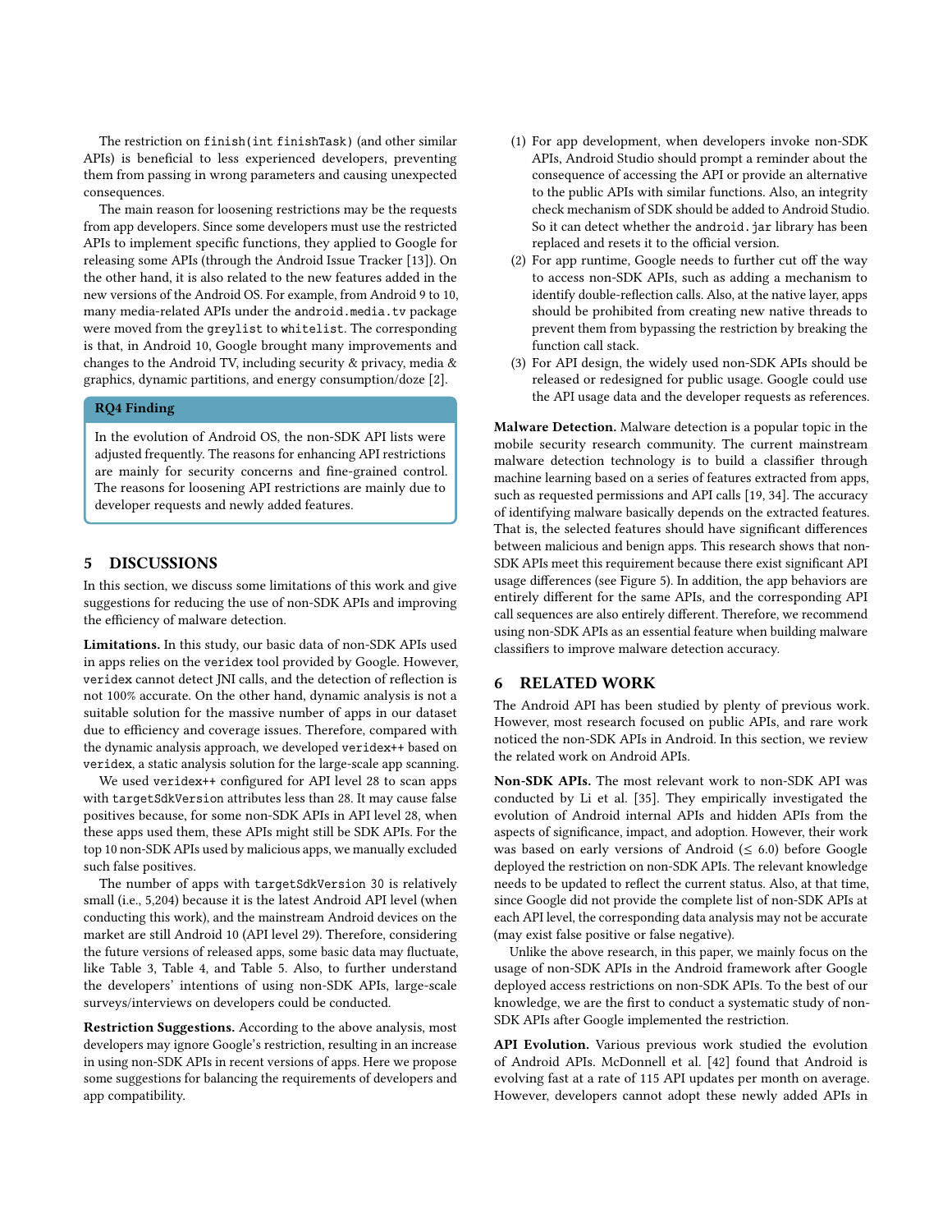The restriction on `finish(int finishTask)` (and other similar APIs) is beneficial to less experienced developers, preventing them from passing in wrong parameters and causing unexpected consequences.

The main reason for loosening restrictions may be the requests from app developers. Since some developers must use the restricted APIs to implement specific functions, they applied to Google for releasing some APIs (through the Android Issue Tracker [13]). On the other hand, it is also related to the new features added in the new versions of the Android OS. For example, from Android 9 to 10, many media-related APIs under the `android.media.tv` package were moved from the `greylist` to `whitelist`. The corresponding is that, in Android 10, Google brought many improvements and changes to the Android TV, including security & privacy, media & graphics, dynamic partitions, and energy consumption/doze [2].

**RQ4 Finding**

In the evolution of Android OS, the non-SDK API lists were adjusted frequently. The reasons for enhancing API restrictions are mainly for security concerns and fine-grained control. The reasons for loosening API restrictions are mainly due to developer requests and newly added features.

## 5 DISCUSSIONS

In this section, we discuss some limitations of this work and give suggestions for reducing the use of non-SDK APIs and improving the efficiency of malware detection.

**Limitations.** In this study, our basic data of non-SDK APIs used in apps relies on the `veridex` tool provided by Google. However, `veridex` cannot detect JNI calls, and the detection of reflection is not 100% accurate. On the other hand, dynamic analysis is not a suitable solution for the massive number of apps in our dataset due to efficiency and coverage issues. Therefore, compared with the dynamic analysis approach, we developed `veridex++` based on `veridex`, a static analysis solution for the large-scale app scanning.

We used `veridex++` configured for API level 28 to scan apps with `targetSdkVersion` attributes less than 28. It may cause false positives because, for some non-SDK APIs in API level 28, when these apps used them, these APIs might still be SDK APIs. For the top 10 non-SDK APIs used by malicious apps, we manually excluded such false positives.

The number of apps with `targetSdkVersion` 30 is relatively small (i.e., 5,204) because it is the latest Android API level (when conducting this work), and the mainstream Android devices on the market are still Android 10 (API level 29). Therefore, considering the future versions of released apps, some basic data may fluctuate, like Table 3, Table 4, and Table 5. Also, to further understand the developers' intentions of using non-SDK APIs, large-scale surveys/interviews on developers could be conducted.

**Restriction Suggestions.** According to the above analysis, most developers may ignore Google's restriction, resulting in an increase in using non-SDK APIs in recent versions of apps. Here we propose some suggestions for balancing the requirements of developers and app compatibility.

(1) For app development, when developers invoke non-SDK APIs, Android Studio should prompt a reminder about the consequence of accessing the API or provide an alternative to the public APIs with similar functions. Also, an integrity check mechanism of SDK should be added to Android Studio. So it can detect whether the `android.jar` library has been replaced and resets it to the official version.
(2) For app runtime, Google needs to further cut off the way to access non-SDK APIs, such as adding a mechanism to identify double-reflection calls. Also, at the native layer, apps should be prohibited from creating new native threads to prevent them from bypassing the restriction by breaking the function call stack.
(3) For API design, the widely used non-SDK APIs should be released or redesigned for public usage. Google could use the API usage data and the developer requests as references.

**Malware Detection.** Malware detection is a popular topic in the mobile security research community. The current mainstream malware detection technology is to build a classifier through machine learning based on a series of features extracted from apps, such as requested permissions and API calls [19, 34]. The accuracy of identifying malware basically depends on the extracted features. That is, the selected features should have significant differences between malicious and benign apps. This research shows that non-SDK APIs meet this requirement because there exist significant API usage differences (see Figure 5). In addition, the app behaviors are entirely different for the same APIs, and the corresponding API call sequences are also entirely different. Therefore, we recommend using non-SDK APIs as an essential feature when building malware classifiers to improve malware detection accuracy.

## 6 RELATED WORK

The Android API has been studied by plenty of previous work. However, most research focused on public APIs, and rare work noticed the non-SDK APIs in Android. In this section, we review the related work on Android APIs.

**Non-SDK APIs.** The most relevant work to non-SDK API was conducted by Li et al. [35]. They empirically investigated the evolution of Android internal APIs and hidden APIs from the aspects of significance, impact, and adoption. However, their work was based on early versions of Android ($\leq$ 6.0) before Google deployed the restriction on non-SDK APIs. The relevant knowledge needs to be updated to reflect the current status. Also, at that time, since Google did not provide the complete list of non-SDK APIs at each API level, the corresponding data analysis may not be accurate (may exist false positive or false negative).

Unlike the above research, in this paper, we mainly focus on the usage of non-SDK APIs in the Android framework after Google deployed access restrictions on non-SDK APIs. To the best of our knowledge, we are the first to conduct a systematic study of non-SDK APIs after Google implemented the restriction.

**API Evolution.** Various previous work studied the evolution of Android APIs. McDonnell et al. [42] found that Android is evolving fast at a rate of 115 API updates per month on average. However, developers cannot adopt these newly added APIs in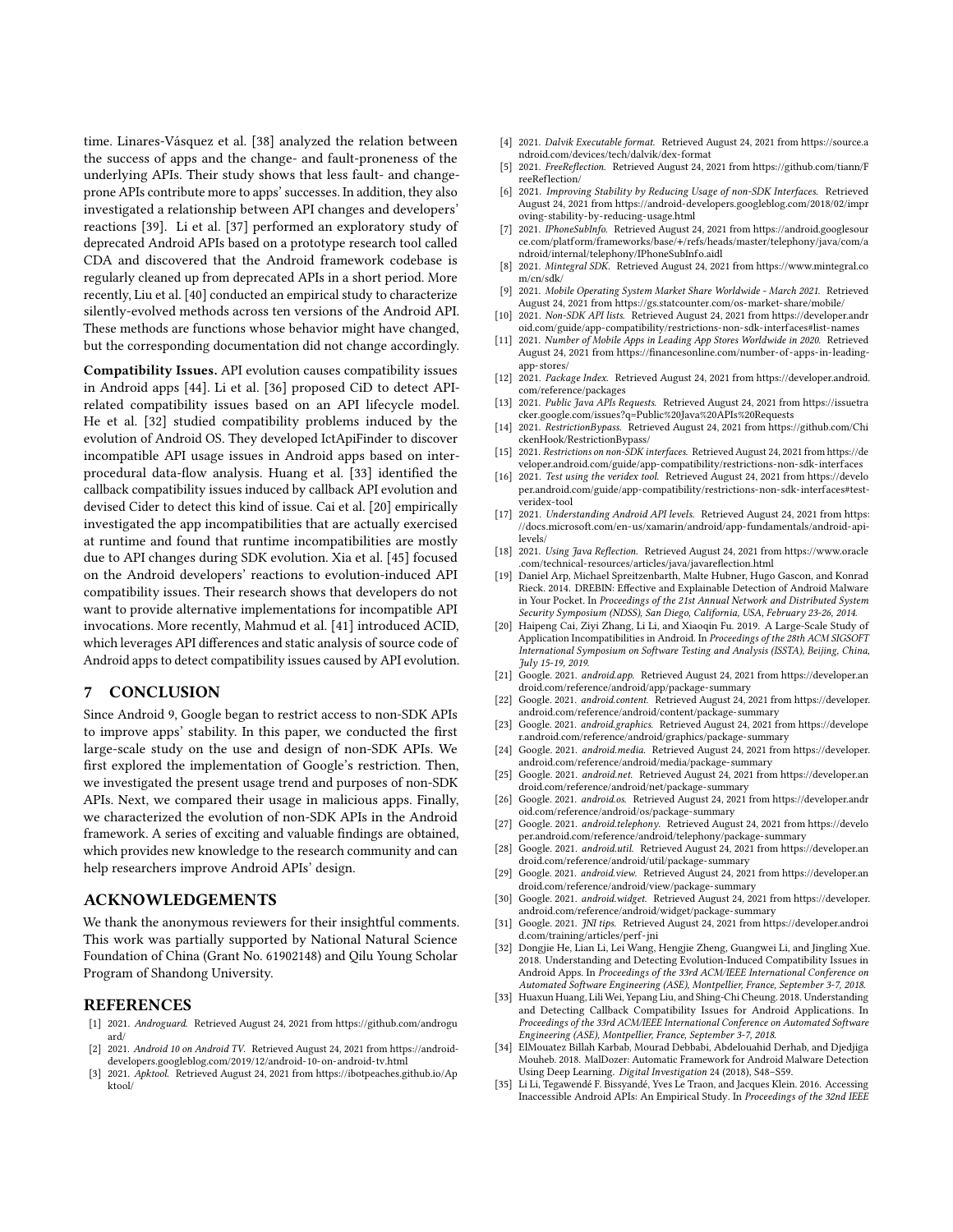time. Linares-Vásquez et al. [38] analyzed the relation between the success of apps and the change- and fault-proneness of the underlying APIs. Their study shows that less fault- and change-prone APIs contribute more to apps' successes. In addition, they also investigated a relationship between API changes and developers' reactions [39]. Li et al. [37] performed an exploratory study of deprecated Android APIs based on a prototype research tool called CDA and discovered that the Android framework codebase is regularly cleaned up from deprecated APIs in a short period. More recently, Liu et al. [40] conducted an empirical study to characterize silently-evolved methods across ten versions of the Android API. These methods are functions whose behavior might have changed, but the corresponding documentation did not change accordingly.

**Compatibility Issues.** API evolution causes compatibility issues in Android apps [44]. Li et al. [36] proposed CiD to detect API-related compatibility issues based on an API lifecycle model. He et al. [32] studied compatibility problems induced by the evolution of Android OS. They developed IctApiFinder to discover incompatible API usage issues in Android apps based on inter-procedural data-flow analysis. Huang et al. [33] identified the callback compatibility issues induced by callback API evolution and devised Cider to detect this kind of issue. Cai et al. [20] empirically investigated the app incompatibilities that are actually exercised at runtime and found that runtime incompatibilities are mostly due to API changes during SDK evolution. Xia et al. [45] focused on the Android developers' reactions to evolution-induced API compatibility issues. Their research shows that developers do not want to provide alternative implementations for incompatible API invocations. More recently, Mahmud et al. [41] introduced ACID, which leverages API differences and static analysis of source code of Android apps to detect compatibility issues caused by API evolution.

## 7 CONCLUSION

Since Android 9, Google began to restrict access to non-SDK APIs to improve apps' stability. In this paper, we conducted the first large-scale study on the use and design of non-SDK APIs. We first explored the implementation of Google's restriction. Then, we investigated the present usage trend and purposes of non-SDK APIs. Next, we compared their usage in malicious apps. Finally, we characterized the evolution of non-SDK APIs in the Android framework. A series of exciting and valuable findings are obtained, which provides new knowledge to the research community and can help researchers improve Android APIs' design.

## ACKNOWLEDGEMENTS

We thank the anonymous reviewers for their insightful comments. This work was partially supported by National Natural Science Foundation of China (Grant No. 61902148) and Qilu Young Scholar Program of Shandong University.

## REFERENCES

- [1] 2021. *Androguard.* Retrieved August 24, 2021 from https://github.com/androguard/
- [2] 2021. *Android 10 on Android TV.* Retrieved August 24, 2021 from https://android-developers.googleblog.com/2019/12/android-10-on-android-tv.html
- [3] 2021. *Apktool.* Retrieved August 24, 2021 from https://ibotpeaches.github.io/Apktool/
- [4] 2021. *Dalvik Executable format.* Retrieved August 24, 2021 from https://source.android.com/devices/tech/dalvik/dex-format
- [5] 2021. *FreeReflection.* Retrieved August 24, 2021 from https://github.com/tiann/FreeReflection/
- [6] 2021. *Improving Stability by Reducing Usage of non-SDK Interfaces.* Retrieved August 24, 2021 from https://android-developers.googleblog.com/2018/02/improving-stability-by-reducing-usage.html
- [7] 2021. *IPhoneSubInfo.* Retrieved August 24, 2021 from https://android.googlesource.com/platform/frameworks/base/+/refs/heads/master/telephony/java/com/android/internal/telephony/IPhoneSubInfo.aidl
- [8] 2021. *Mintegral SDK.* Retrieved August 24, 2021 from https://www.mintegral.com/cn/sdk/
- [9] 2021. *Mobile Operating System Market Share Worldwide - March 2021.* Retrieved August 24, 2021 from https://gs.statcounter.com/os-market-share/mobile/
- [10] 2021. *Non-SDK API lists.* Retrieved August 24, 2021 from https://developer.android.com/guide/app-compatibility/restrictions-non-sdk-interfaces#list-names
- [11] 2021. *Number of Mobile Apps in Leading App Stores Worldwide in 2020.* Retrieved August 24, 2021 from https://financesonline.com/number-of-apps-in-leading-app-stores/
- [12] 2021. *Package Index.* Retrieved August 24, 2021 from https://developer.android.com/reference/packages
- [13] 2021. *Public Java APIs Requests.* Retrieved August 24, 2021 from https://issuetracker.google.com/issues?q=Public%20Java%20APIs%20Requests
- [14] 2021. *RestrictionBypass.* Retrieved August 24, 2021 from https://github.com/ChickenHook/RestrictionBypass/
- [15] 2021. *Restrictions on non-SDK interfaces.* Retrieved August 24, 2021 from https://developer.android.com/guide/app-compatibility/restrictions-non-sdk-interfaces
- [16] 2021. *Test using the veridex tool.* Retrieved August 24, 2021 from https://developer.android.com/guide/app-compatibility/restrictions-non-sdk-interfaces#test-veridex-tool
- [17] 2021. *Understanding Android API levels.* Retrieved August 24, 2021 from https://docs.microsoft.com/en-us/xamarin/android/app-fundamentals/android-api-levels/
- [18] 2021. *Using Java Reflection.* Retrieved August 24, 2021 from https://www.oracle.com/technical-resources/articles/java/javareflection.html
- [19] Daniel Arp, Michael Spreitzenbarth, Malte Hubner, Hugo Gascon, and Konrad Rieck. 2014. DREBIN: Effective and Explainable Detection of Android Malware in Your Pocket. In *Proceedings of the 21st Annual Network and Distributed System Security Symposium (NDSS), San Diego, California, USA, February 23-26, 2014.*
- [20] Haipeng Cai, Ziyi Zhang, Li Li, and Xiaoqin Fu. 2019. A Large-Scale Study of Application Incompatibilities in Android. In *Proceedings of the 28th ACM SIGSOFT International Symposium on Software Testing and Analysis (ISSTA), Beijing, China, July 15-19, 2019.*
- [21] Google. 2021. *android.app.* Retrieved August 24, 2021 from https://developer.android.com/reference/android/app/package-summary
- [22] Google. 2021. *android.content.* Retrieved August 24, 2021 from https://developer.android.com/reference/android/content/package-summary
- [23] Google. 2021. *android.graphics.* Retrieved August 24, 2021 from https://developer.android.com/reference/android/graphics/package-summary
- [24] Google. 2021. *android.media.* Retrieved August 24, 2021 from https://developer.android.com/reference/android/media/package-summary
- [25] Google. 2021. *android.net.* Retrieved August 24, 2021 from https://developer.android.com/reference/android/net/package-summary
- [26] Google. 2021. *android.os.* Retrieved August 24, 2021 from https://developer.android.com/reference/android/os/package-summary
- [27] Google. 2021. *android.telephony.* Retrieved August 24, 2021 from https://developer.android.com/reference/android/telephony/package-summary
- [28] Google. 2021. *android.util.* Retrieved August 24, 2021 from https://developer.android.com/reference/android/util/package-summary
- [29] Google. 2021. *android.view.* Retrieved August 24, 2021 from https://developer.android.com/reference/android/view/package-summary
- [30] Google. 2021. *android.widget.* Retrieved August 24, 2021 from https://developer.android.com/reference/android/widget/package-summary
- [31] Google. 2021. *JNI tips.* Retrieved August 24, 2021 from https://developer.android.com/training/articles/perf-jni
- [32] Dongjie He, Lian Li, Lei Wang, Hengjie Zheng, Guangwei Li, and Jingling Xue. 2018. Understanding and Detecting Evolution-Induced Compatibility Issues in Android Apps. In *Proceedings of the 33rd ACM/IEEE International Conference on Automated Software Engineering (ASE), Montpellier, France, September 3-7, 2018.*
- [33] Huaxun Huang, Lili Wei, Yepang Liu, and Shing-Chi Cheung. 2018. Understanding and Detecting Callback Compatibility Issues for Android Applications. In *Proceedings of the 33rd ACM/IEEE International Conference on Automated Software Engineering (ASE), Montpellier, France, September 3-7, 2018.*
- [34] ElMouatez Billah Karbab, Mourad Debbabi, Abdelouahid Derhab, and Djedjiga Mouheb. 2018. MalDozer: Automatic Framework for Android Malware Detection Using Deep Learning. *Digital Investigation* 24 (2018), S48–S59.
- [35] Li Li, Tegawendé F. Bissyandé, Yves Le Traon, and Jacques Klein. 2016. Accessing Inaccessible Android APIs: An Empirical Study. In *Proceedings of the 32nd IEEE*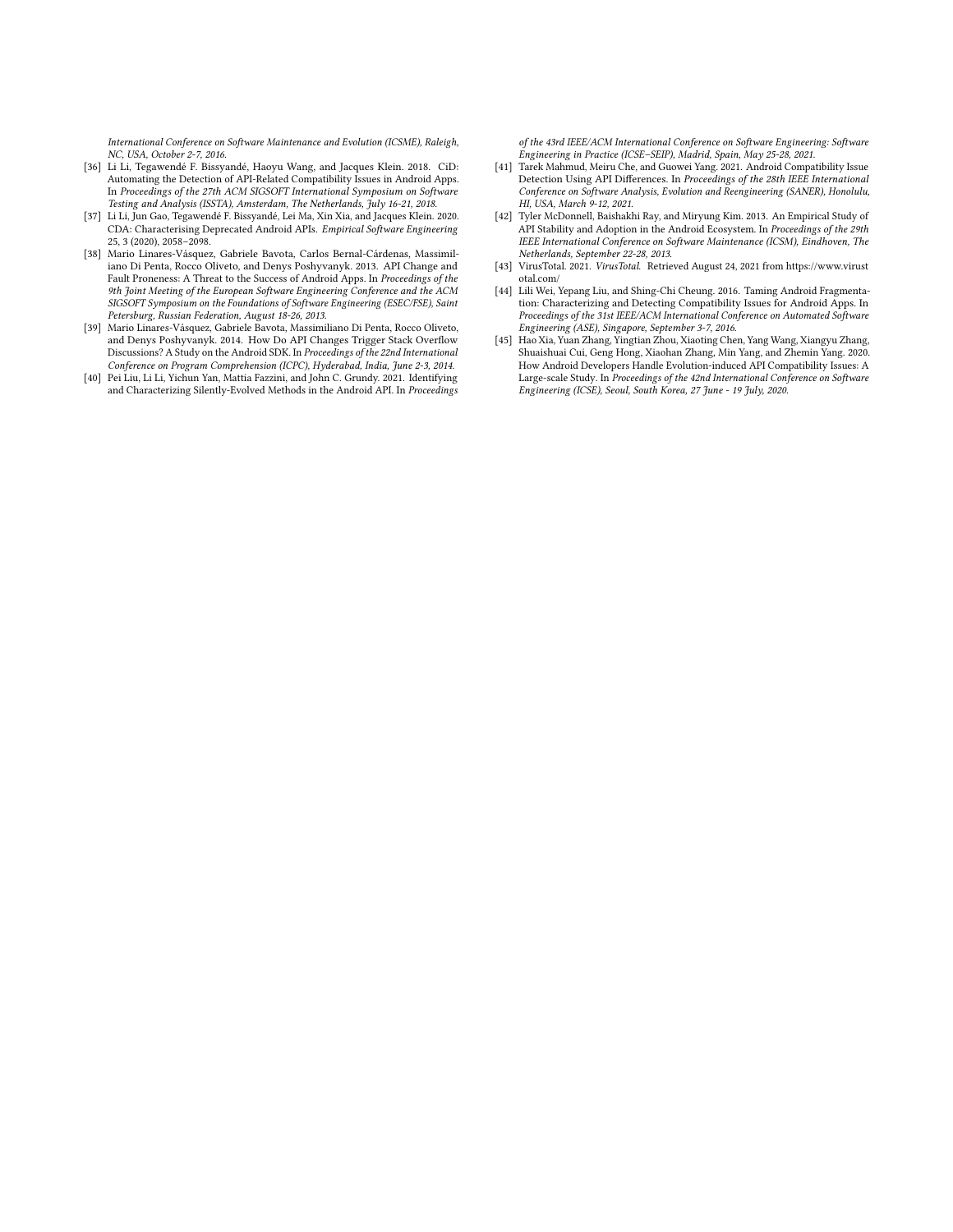International Conference on Software Maintenance and Evolution (ICSME), Raleigh, NC, USA, October 2-7, 2016.*

[36] Li Li, Tegawendé F. Bissyandé, Haoyu Wang, and Jacques Klein. 2018. CiD: Automating the Detection of API-Related Compatibility Issues in Android Apps. In *Proceedings of the 27th ACM SIGSOFT International Symposium on Software Testing and Analysis (ISSTA), Amsterdam, The Netherlands, July 16-21, 2018.*

[37] Li Li, Jun Gao, Tegawendé F. Bissyandé, Lei Ma, Xin Xia, and Jacques Klein. 2020. CDA: Characterising Deprecated Android APIs. *Empirical Software Engineering* 25, 3 (2020), 2058–2098.

[38] Mario Linares-Vásquez, Gabriele Bavota, Carlos Bernal-Cárdenas, Massimiliano Di Penta, Rocco Oliveto, and Denys Poshyvanyk. 2013. API Change and Fault Proneness: A Threat to the Success of Android Apps. In *Proceedings of the 9th Joint Meeting of the European Software Engineering Conference and the ACM SIGSOFT Symposium on the Foundations of Software Engineering (ESEC/FSE), Saint Petersburg, Russian Federation, August 18-26, 2013.*

[39] Mario Linares-Vásquez, Gabriele Bavota, Massimiliano Di Penta, Rocco Oliveto, and Denys Poshyvanyk. 2014. How Do API Changes Trigger Stack Overflow Discussions? A Study on the Android SDK. In *Proceedings of the 22nd International Conference on Program Comprehension (ICPC), Hyderabad, India, June 2-3, 2014.*

[40] Pei Liu, Li Li, Yichun Yan, Mattia Fazzini, and John C. Grundy. 2021. Identifying and Characterizing Silently-Evolved Methods in the Android API. In *Proceedings of the 43rd IEEE/ACM International Conference on Software Engineering: Software Engineering in Practice (ICSE–SEIP), Madrid, Spain, May 25-28, 2021.*

[41] Tarek Mahmud, Meiru Che, and Guowei Yang. 2021. Android Compatibility Issue Detection Using API Differences. In *Proceedings of the 28th IEEE International Conference on Software Analysis, Evolution and Reengineering (SANER), Honolulu, HI, USA, March 9-12, 2021.*

[42] Tyler McDonnell, Baishakhi Ray, and Miryung Kim. 2013. An Empirical Study of API Stability and Adoption in the Android Ecosystem. In *Proceedings of the 29th IEEE International Conference on Software Maintenance (ICSM), Eindhoven, The Netherlands, September 22-28, 2013.*

[43] VirusTotal. 2021. *VirusTotal.* Retrieved August 24, 2021 from https://www.virustotal.com/

[44] Lili Wei, Yepang Liu, and Shing-Chi Cheung. 2016. Taming Android Fragmentation: Characterizing and Detecting Compatibility Issues for Android Apps. In *Proceedings of the 31st IEEE/ACM International Conference on Automated Software Engineering (ASE), Singapore, September 3-7, 2016.*

[45] Hao Xia, Yuan Zhang, Yingtian Zhou, Xiaoting Chen, Yang Wang, Xiangyu Zhang, Shuaishuai Cui, Geng Hong, Xiaohan Zhang, Min Yang, and Zhemin Yang. 2020. How Android Developers Handle Evolution-induced API Compatibility Issues: A Large-scale Study. In *Proceedings of the 42nd International Conference on Software Engineering (ICSE), Seoul, South Korea, 27 June - 19 July, 2020.*